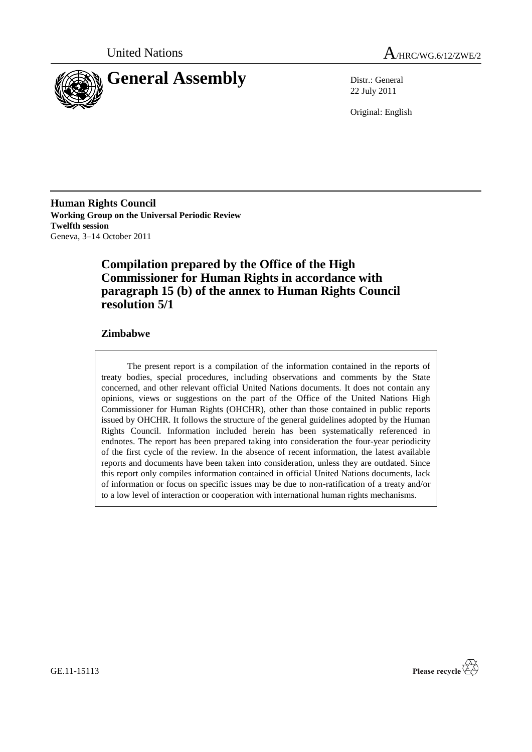United Nations

# General Assembly

A/HRC/WG.6/12/ZWE/2

Distr.: General
22 July 2011

Original: English

**Human Rights Council**
**Working Group on the Universal Periodic Review**
**Twelfth session**
Geneva, 3–14 October 2011

## Compilation prepared by the Office of the High Commissioner for Human Rights in accordance with paragraph 15 (b) of the annex to Human Rights Council resolution 5/1

### Zimbabwe

The present report is a compilation of the information contained in the reports of treaty bodies, special procedures, including observations and comments by the State concerned, and other relevant official United Nations documents. It does not contain any opinions, views or suggestions on the part of the Office of the United Nations High Commissioner for Human Rights (OHCHR), other than those contained in public reports issued by OHCHR. It follows the structure of the general guidelines adopted by the Human Rights Council. Information included herein has been systematically referenced in endnotes. The report has been prepared taking into consideration the four-year periodicity of the first cycle of the review. In the absence of recent information, the latest available reports and documents have been taken into consideration, unless they are outdated. Since this report only compiles information contained in official United Nations documents, lack of information or focus on specific issues may be due to non-ratification of a treaty and/or to a low level of interaction or cooperation with international human rights mechanisms.

GE.11-15113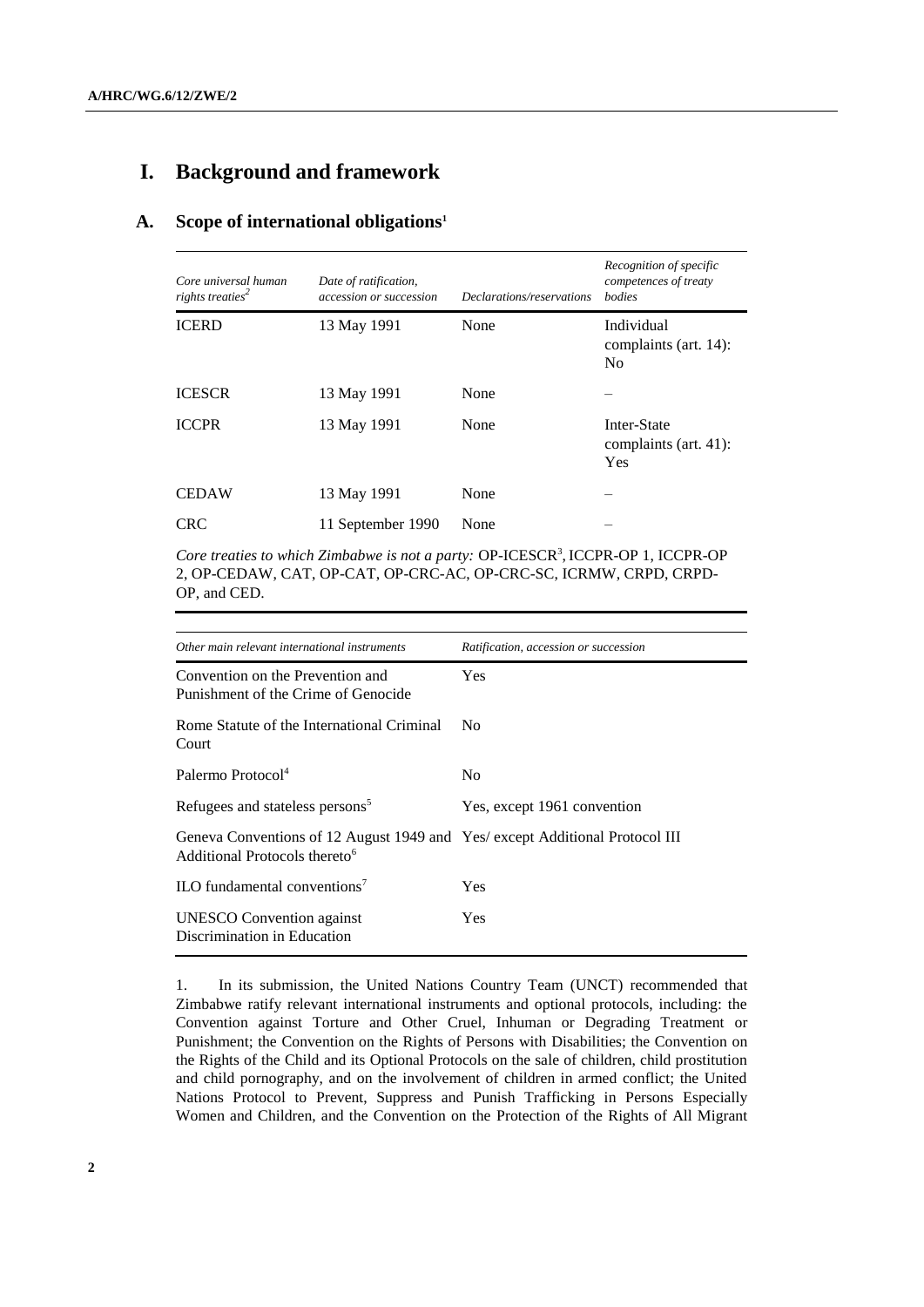# I. Background and framework

## A. Scope of international obligations[1]

| *Core universal human rights treaties*[2] | *Date of ratification, accession or succession* | *Declarations/reservations* | *Recognition of specific competences of treaty bodies* |
|---|---|---|---|
| ICERD | 13 May 1991 | None | Individual complaints (art. 14): No |
| ICESCR | 13 May 1991 | None | – |
| ICCPR | 13 May 1991 | None | Inter-State complaints (art. 41): Yes |
| CEDAW | 13 May 1991 | None | – |
| CRC | 11 September 1990 | None | – |

*Core treaties to which Zimbabwe is not a party:* OP-ICESCR[3], ICCPR-OP 1, ICCPR-OP 2, OP-CEDAW, CAT, OP-CAT, OP-CRC-AC, OP-CRC-SC, ICRMW, CRPD, CRPD-OP, and CED.

| *Other main relevant international instruments* | *Ratification, accession or succession* |
|---|---|
| Convention on the Prevention and Punishment of the Crime of Genocide | Yes |
| Rome Statute of the International Criminal Court | No |
| Palermo Protocol[4] | No |
| Refugees and stateless persons[5] | Yes, except 1961 convention |
| Geneva Conventions of 12 August 1949 and Additional Protocols thereto[6] | Yes/ except Additional Protocol III |
| ILO fundamental conventions[7] | Yes |
| UNESCO Convention against Discrimination in Education | Yes |

1. In its submission, the United Nations Country Team (UNCT) recommended that Zimbabwe ratify relevant international instruments and optional protocols, including: the Convention against Torture and Other Cruel, Inhuman or Degrading Treatment or Punishment; the Convention on the Rights of Persons with Disabilities; the Convention on the Rights of the Child and its Optional Protocols on the sale of children, child prostitution and child pornography, and on the involvement of children in armed conflict; the United Nations Protocol to Prevent, Suppress and Punish Trafficking in Persons Especially Women and Children, and the Convention on the Protection of the Rights of All Migrant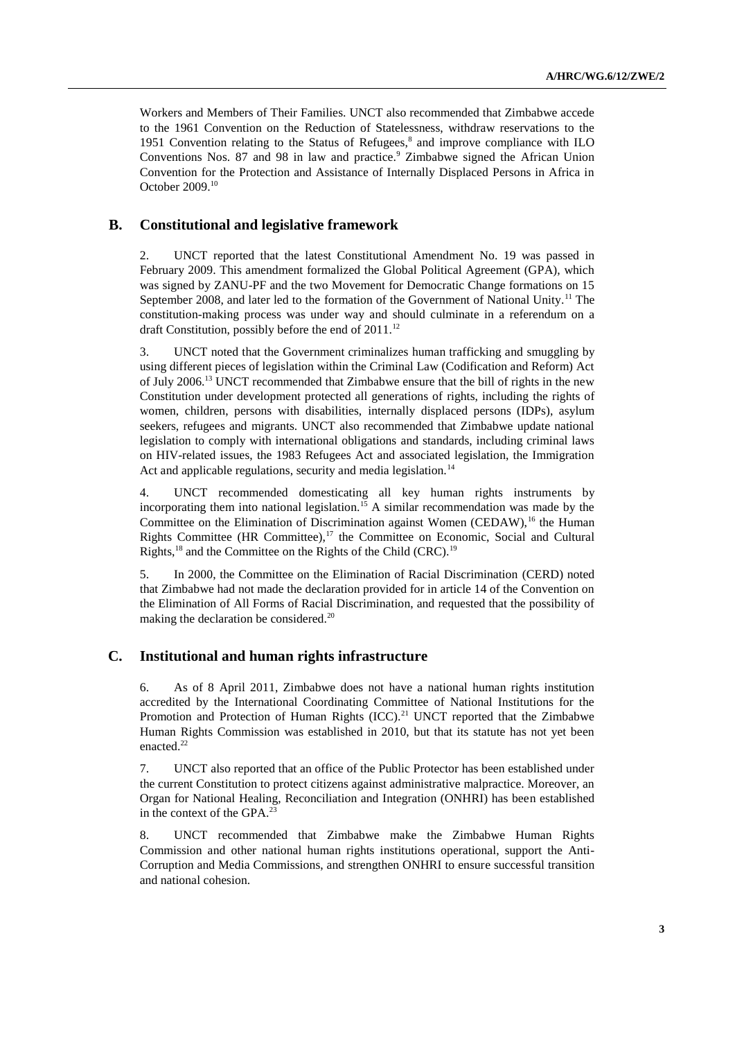Workers and Members of Their Families. UNCT also recommended that Zimbabwe accede to the 1961 Convention on the Reduction of Statelessness, withdraw reservations to the 1951 Convention relating to the Status of Refugees,[8] and improve compliance with ILO Conventions Nos. 87 and 98 in law and practice.[9] Zimbabwe signed the African Union Convention for the Protection and Assistance of Internally Displaced Persons in Africa in October 2009.[10]

## B. Constitutional and legislative framework

2. UNCT reported that the latest Constitutional Amendment No. 19 was passed in February 2009. This amendment formalized the Global Political Agreement (GPA), which was signed by ZANU-PF and the two Movement for Democratic Change formations on 15 September 2008, and later led to the formation of the Government of National Unity.[11] The constitution-making process was under way and should culminate in a referendum on a draft Constitution, possibly before the end of 2011.[12]

3. UNCT noted that the Government criminalizes human trafficking and smuggling by using different pieces of legislation within the Criminal Law (Codification and Reform) Act of July 2006.[13] UNCT recommended that Zimbabwe ensure that the bill of rights in the new Constitution under development protected all generations of rights, including the rights of women, children, persons with disabilities, internally displaced persons (IDPs), asylum seekers, refugees and migrants. UNCT also recommended that Zimbabwe update national legislation to comply with international obligations and standards, including criminal laws on HIV-related issues, the 1983 Refugees Act and associated legislation, the Immigration Act and applicable regulations, security and media legislation.[14]

4. UNCT recommended domesticating all key human rights instruments by incorporating them into national legislation.[15] A similar recommendation was made by the Committee on the Elimination of Discrimination against Women (CEDAW),[16] the Human Rights Committee (HR Committee),[17] the Committee on Economic, Social and Cultural Rights,[18] and the Committee on the Rights of the Child (CRC).[19]

5. In 2000, the Committee on the Elimination of Racial Discrimination (CERD) noted that Zimbabwe had not made the declaration provided for in article 14 of the Convention on the Elimination of All Forms of Racial Discrimination, and requested that the possibility of making the declaration be considered.[20]

## C. Institutional and human rights infrastructure

6. As of 8 April 2011, Zimbabwe does not have a national human rights institution accredited by the International Coordinating Committee of National Institutions for the Promotion and Protection of Human Rights (ICC).[21] UNCT reported that the Zimbabwe Human Rights Commission was established in 2010, but that its statute has not yet been enacted.[22]

7. UNCT also reported that an office of the Public Protector has been established under the current Constitution to protect citizens against administrative malpractice. Moreover, an Organ for National Healing, Reconciliation and Integration (ONHRI) has been established in the context of the GPA.[23]

8. UNCT recommended that Zimbabwe make the Zimbabwe Human Rights Commission and other national human rights institutions operational, support the Anti-Corruption and Media Commissions, and strengthen ONHRI to ensure successful transition and national cohesion.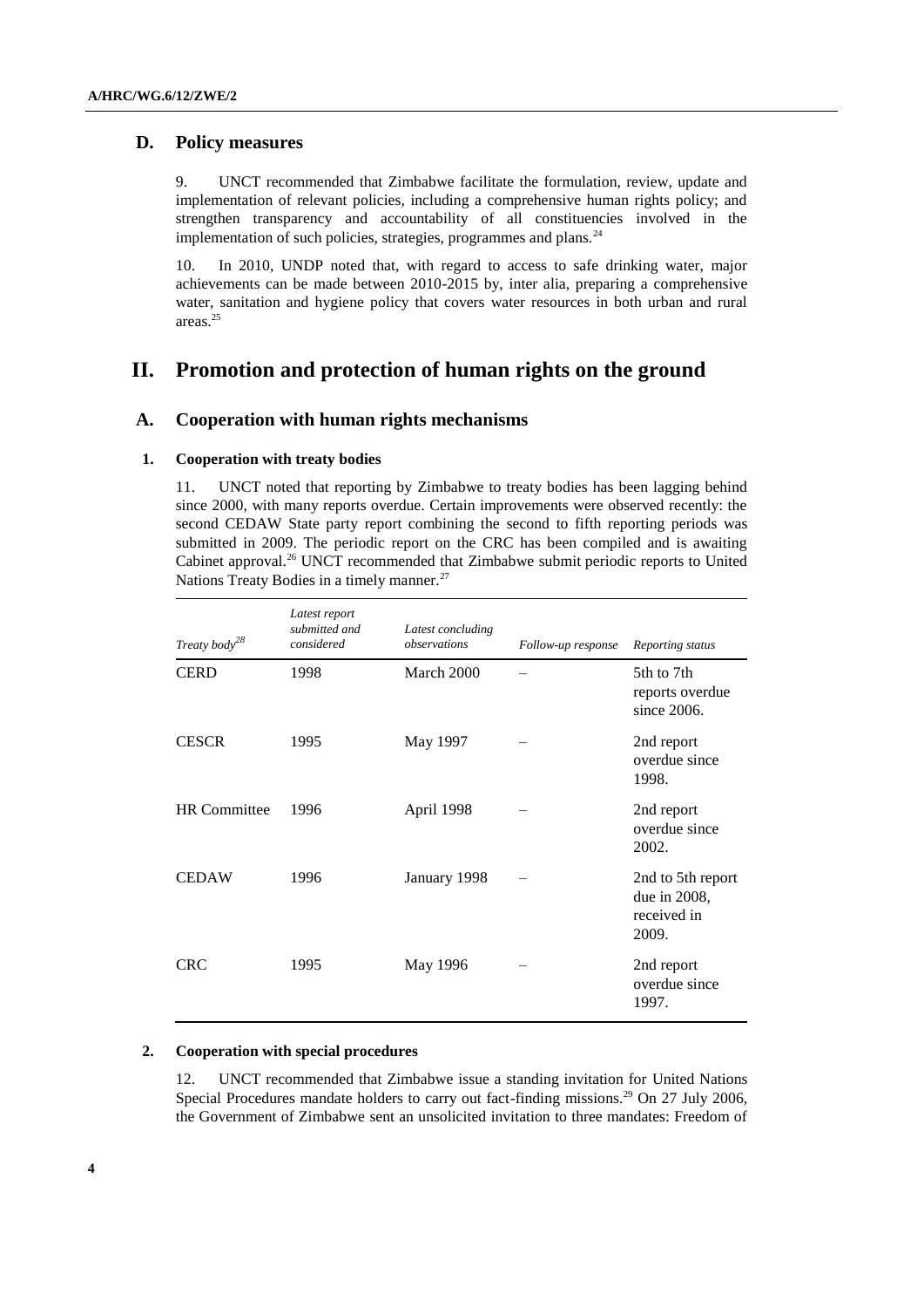## D. Policy measures

9. UNCT recommended that Zimbabwe facilitate the formulation, review, update and implementation of relevant policies, including a comprehensive human rights policy; and strengthen transparency and accountability of all constituencies involved in the implementation of such policies, strategies, programmes and plans.[24]

10. In 2010, UNDP noted that, with regard to access to safe drinking water, major achievements can be made between 2010-2015 by, inter alia, preparing a comprehensive water, sanitation and hygiene policy that covers water resources in both urban and rural areas.[25]

# II. Promotion and protection of human rights on the ground

## A. Cooperation with human rights mechanisms

### 1. Cooperation with treaty bodies

11. UNCT noted that reporting by Zimbabwe to treaty bodies has been lagging behind since 2000, with many reports overdue. Certain improvements were observed recently: the second CEDAW State party report combining the second to fifth reporting periods was submitted in 2009. The periodic report on the CRC has been compiled and is awaiting Cabinet approval.[26] UNCT recommended that Zimbabwe submit periodic reports to United Nations Treaty Bodies in a timely manner.[27]

| *Treaty body[28]* | *Latest report submitted and considered* | *Latest concluding observations* | *Follow-up response* | *Reporting status* |
|---|---|---|---|---|
| CERD | 1998 | March 2000 | – | 5th to 7th reports overdue since 2006. |
| CESCR | 1995 | May 1997 | – | 2nd report overdue since 1998. |
| HR Committee | 1996 | April 1998 | – | 2nd report overdue since 2002. |
| CEDAW | 1996 | January 1998 | – | 2nd to 5th report due in 2008, received in 2009. |
| CRC | 1995 | May 1996 | – | 2nd report overdue since 1997. |

### 2. Cooperation with special procedures

12. UNCT recommended that Zimbabwe issue a standing invitation for United Nations Special Procedures mandate holders to carry out fact-finding missions.[29] On 27 July 2006, the Government of Zimbabwe sent an unsolicited invitation to three mandates: Freedom of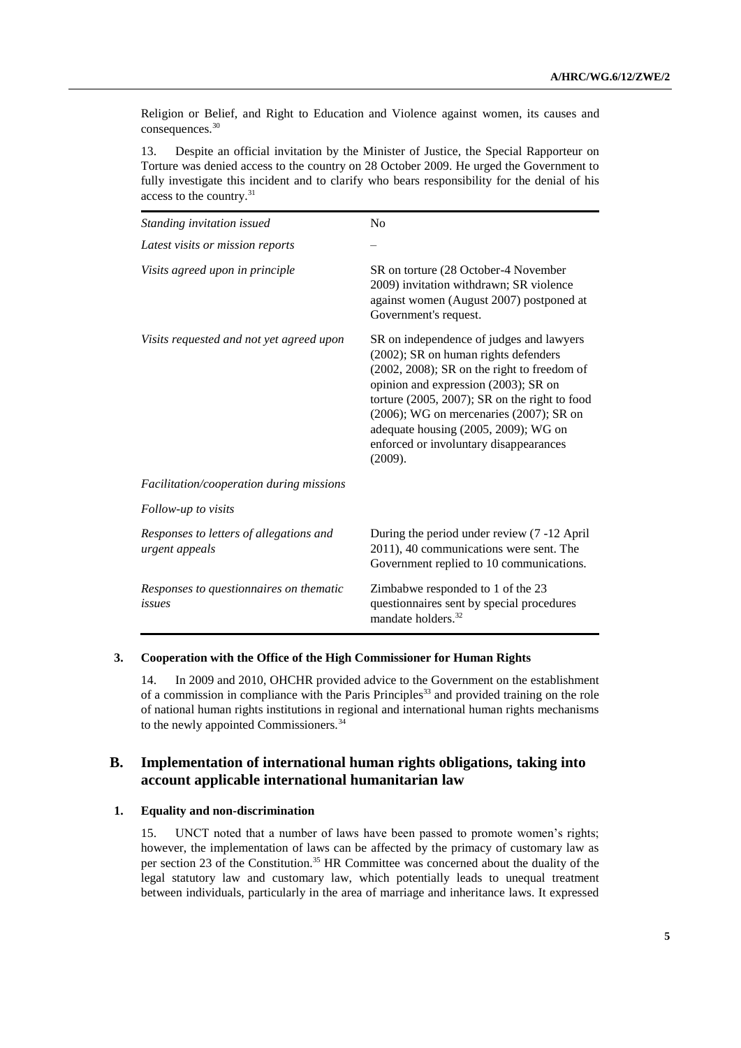Religion or Belief, and Right to Education and Violence against women, its causes and consequences.[30]

13. Despite an official invitation by the Minister of Justice, the Special Rapporteur on Torture was denied access to the country on 28 October 2009. He urged the Government to fully investigate this incident and to clarify who bears responsibility for the denial of his access to the country.[31]

| | |
|---|---|
| *Standing invitation issued* | No |
| *Latest visits or mission reports* | – |
| *Visits agreed upon in principle* | SR on torture (28 October-4 November 2009) invitation withdrawn; SR violence against women (August 2007) postponed at Government's request. |
| *Visits requested and not yet agreed upon* | SR on independence of judges and lawyers (2002); SR on human rights defenders (2002, 2008); SR on the right to freedom of opinion and expression (2003); SR on torture (2005, 2007); SR on the right to food (2006); WG on mercenaries (2007); SR on adequate housing (2005, 2009); WG on enforced or involuntary disappearances (2009). |
| *Facilitation/cooperation during missions* | |
| *Follow-up to visits* | |
| *Responses to letters of allegations and urgent appeals* | During the period under review (7 -12 April 2011), 40 communications were sent. The Government replied to 10 communications. |
| *Responses to questionnaires on thematic issues* | Zimbabwe responded to 1 of the 23 questionnaires sent by special procedures mandate holders.[32] |

### 3. Cooperation with the Office of the High Commissioner for Human Rights

14. In 2009 and 2010, OHCHR provided advice to the Government on the establishment of a commission in compliance with the Paris Principles[33] and provided training on the role of national human rights institutions in regional and international human rights mechanisms to the newly appointed Commissioners.[34]

## B. Implementation of international human rights obligations, taking into account applicable international humanitarian law

### 1. Equality and non-discrimination

15. UNCT noted that a number of laws have been passed to promote women's rights; however, the implementation of laws can be affected by the primacy of customary law as per section 23 of the Constitution.[35] HR Committee was concerned about the duality of the legal statutory law and customary law, which potentially leads to unequal treatment between individuals, particularly in the area of marriage and inheritance laws. It expressed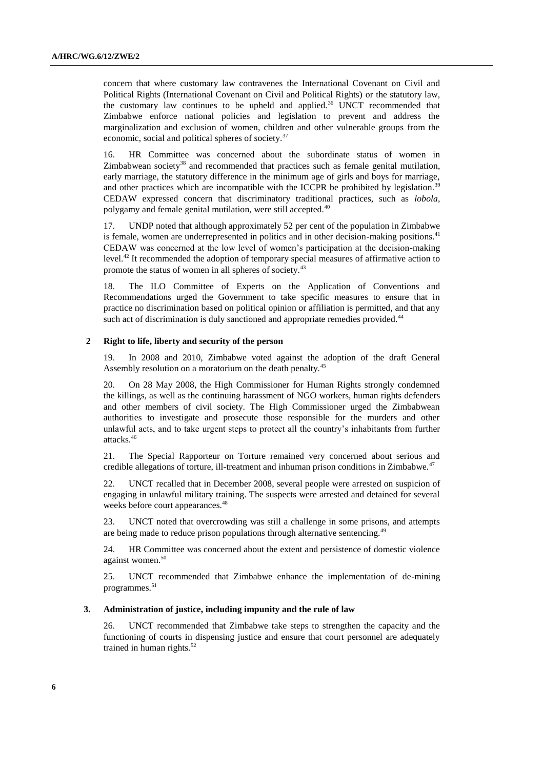concern that where customary law contravenes the International Covenant on Civil and Political Rights (International Covenant on Civil and Political Rights) or the statutory law, the customary law continues to be upheld and applied.[36] UNCT recommended that Zimbabwe enforce national policies and legislation to prevent and address the marginalization and exclusion of women, children and other vulnerable groups from the economic, social and political spheres of society.[37]

16. HR Committee was concerned about the subordinate status of women in Zimbabwean society[38] and recommended that practices such as female genital mutilation, early marriage, the statutory difference in the minimum age of girls and boys for marriage, and other practices which are incompatible with the ICCPR be prohibited by legislation.[39] CEDAW expressed concern that discriminatory traditional practices, such as *lobola*, polygamy and female genital mutilation, were still accepted.[40]

17. UNDP noted that although approximately 52 per cent of the population in Zimbabwe is female, women are underrepresented in politics and in other decision-making positions.[41] CEDAW was concerned at the low level of women's participation at the decision-making level.[42] It recommended the adoption of temporary special measures of affirmative action to promote the status of women in all spheres of society.[43]

18. The ILO Committee of Experts on the Application of Conventions and Recommendations urged the Government to take specific measures to ensure that in practice no discrimination based on political opinion or affiliation is permitted, and that any such act of discrimination is duly sanctioned and appropriate remedies provided.[44]

### 2 Right to life, liberty and security of the person

19. In 2008 and 2010, Zimbabwe voted against the adoption of the draft General Assembly resolution on a moratorium on the death penalty.[45]

20. On 28 May 2008, the High Commissioner for Human Rights strongly condemned the killings, as well as the continuing harassment of NGO workers, human rights defenders and other members of civil society. The High Commissioner urged the Zimbabwean authorities to investigate and prosecute those responsible for the murders and other unlawful acts, and to take urgent steps to protect all the country's inhabitants from further attacks.[46]

21. The Special Rapporteur on Torture remained very concerned about serious and credible allegations of torture, ill-treatment and inhuman prison conditions in Zimbabwe.[47]

22. UNCT recalled that in December 2008, several people were arrested on suspicion of engaging in unlawful military training. The suspects were arrested and detained for several weeks before court appearances.[48]

23. UNCT noted that overcrowding was still a challenge in some prisons, and attempts are being made to reduce prison populations through alternative sentencing.[49]

24. HR Committee was concerned about the extent and persistence of domestic violence against women.[50]

25. UNCT recommended that Zimbabwe enhance the implementation of de-mining programmes.[51]

### 3. Administration of justice, including impunity and the rule of law

26. UNCT recommended that Zimbabwe take steps to strengthen the capacity and the functioning of courts in dispensing justice and ensure that court personnel are adequately trained in human rights.[52]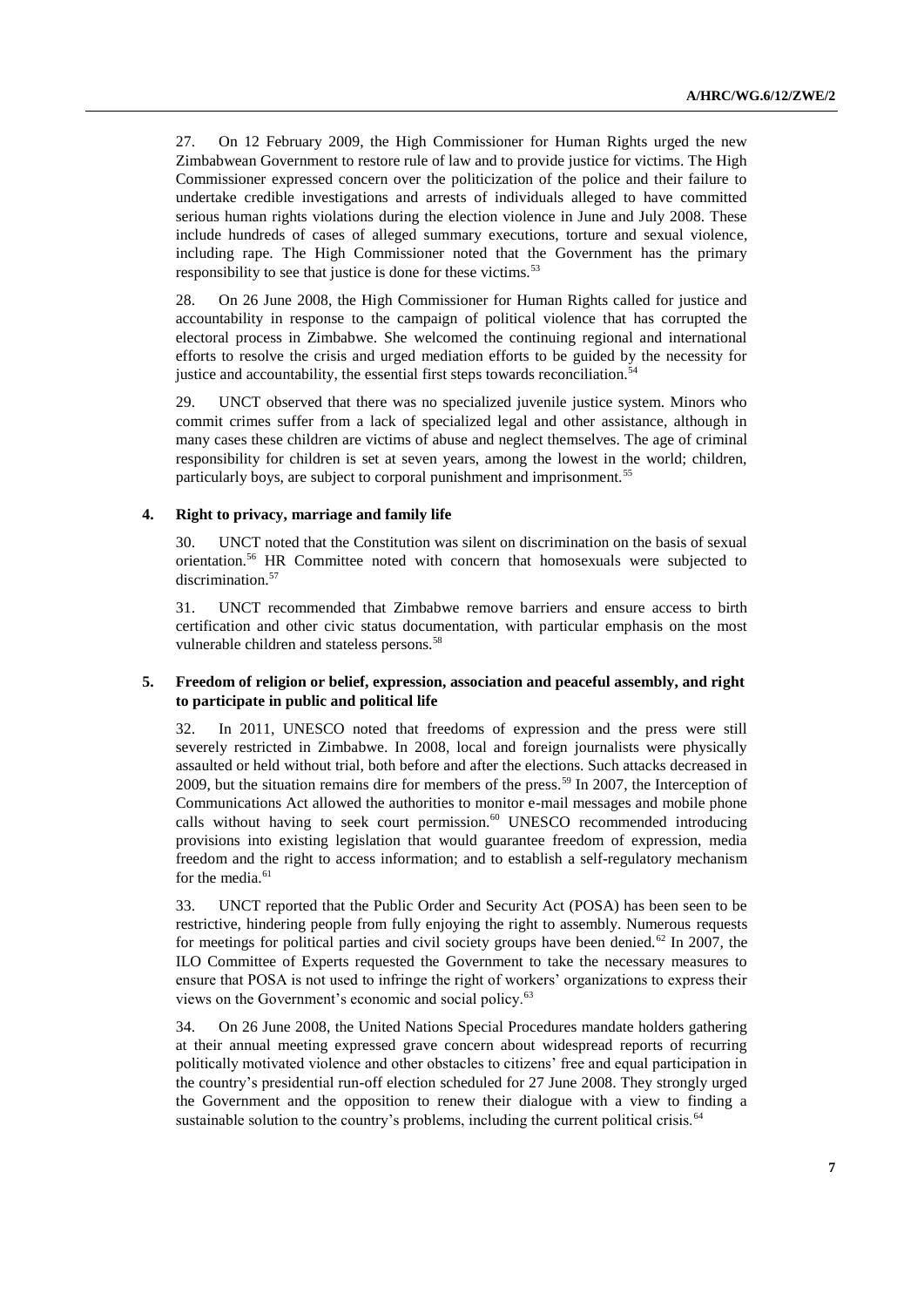27. On 12 February 2009, the High Commissioner for Human Rights urged the new Zimbabwean Government to restore rule of law and to provide justice for victims. The High Commissioner expressed concern over the politicization of the police and their failure to undertake credible investigations and arrests of individuals alleged to have committed serious human rights violations during the election violence in June and July 2008. These include hundreds of cases of alleged summary executions, torture and sexual violence, including rape. The High Commissioner noted that the Government has the primary responsibility to see that justice is done for these victims.[53]

28. On 26 June 2008, the High Commissioner for Human Rights called for justice and accountability in response to the campaign of political violence that has corrupted the electoral process in Zimbabwe. She welcomed the continuing regional and international efforts to resolve the crisis and urged mediation efforts to be guided by the necessity for justice and accountability, the essential first steps towards reconciliation.[54]

29. UNCT observed that there was no specialized juvenile justice system. Minors who commit crimes suffer from a lack of specialized legal and other assistance, although in many cases these children are victims of abuse and neglect themselves. The age of criminal responsibility for children is set at seven years, among the lowest in the world; children, particularly boys, are subject to corporal punishment and imprisonment.[55]

#### 4. Right to privacy, marriage and family life

30. UNCT noted that the Constitution was silent on discrimination on the basis of sexual orientation.[56] HR Committee noted with concern that homosexuals were subjected to discrimination.[57]

31. UNCT recommended that Zimbabwe remove barriers and ensure access to birth certification and other civic status documentation, with particular emphasis on the most vulnerable children and stateless persons.[58]

#### 5. Freedom of religion or belief, expression, association and peaceful assembly, and right to participate in public and political life

32. In 2011, UNESCO noted that freedoms of expression and the press were still severely restricted in Zimbabwe. In 2008, local and foreign journalists were physically assaulted or held without trial, both before and after the elections. Such attacks decreased in 2009, but the situation remains dire for members of the press.[59] In 2007, the Interception of Communications Act allowed the authorities to monitor e-mail messages and mobile phone calls without having to seek court permission.[60] UNESCO recommended introducing provisions into existing legislation that would guarantee freedom of expression, media freedom and the right to access information; and to establish a self-regulatory mechanism for the media.[61]

33. UNCT reported that the Public Order and Security Act (POSA) has been seen to be restrictive, hindering people from fully enjoying the right to assembly. Numerous requests for meetings for political parties and civil society groups have been denied.[62] In 2007, the ILO Committee of Experts requested the Government to take the necessary measures to ensure that POSA is not used to infringe the right of workers' organizations to express their views on the Government's economic and social policy.[63]

34. On 26 June 2008, the United Nations Special Procedures mandate holders gathering at their annual meeting expressed grave concern about widespread reports of recurring politically motivated violence and other obstacles to citizens' free and equal participation in the country's presidential run-off election scheduled for 27 June 2008. They strongly urged the Government and the opposition to renew their dialogue with a view to finding a sustainable solution to the country's problems, including the current political crisis.[64]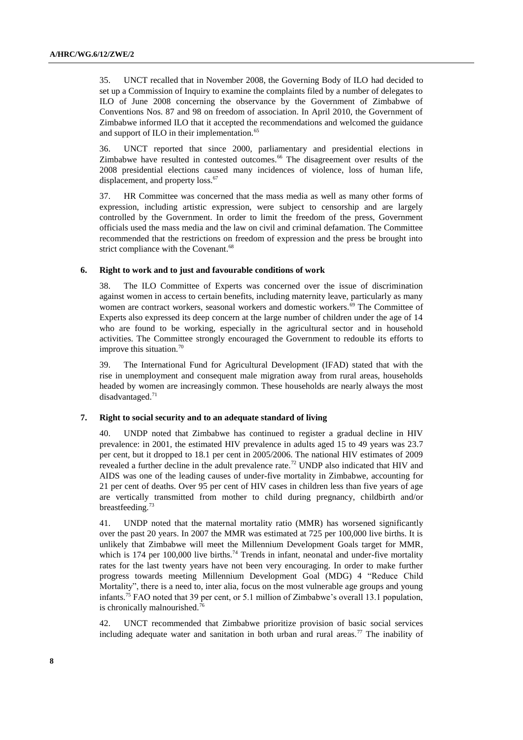35. UNCT recalled that in November 2008, the Governing Body of ILO had decided to set up a Commission of Inquiry to examine the complaints filed by a number of delegates to ILO of June 2008 concerning the observance by the Government of Zimbabwe of Conventions Nos. 87 and 98 on freedom of association. In April 2010, the Government of Zimbabwe informed ILO that it accepted the recommendations and welcomed the guidance and support of ILO in their implementation.[65]

36. UNCT reported that since 2000, parliamentary and presidential elections in Zimbabwe have resulted in contested outcomes.[66] The disagreement over results of the 2008 presidential elections caused many incidences of violence, loss of human life, displacement, and property loss.[67]

37. HR Committee was concerned that the mass media as well as many other forms of expression, including artistic expression, were subject to censorship and are largely controlled by the Government. In order to limit the freedom of the press, Government officials used the mass media and the law on civil and criminal defamation. The Committee recommended that the restrictions on freedom of expression and the press be brought into strict compliance with the Covenant.[68]

### 6. Right to work and to just and favourable conditions of work

38. The ILO Committee of Experts was concerned over the issue of discrimination against women in access to certain benefits, including maternity leave, particularly as many women are contract workers, seasonal workers and domestic workers.[69] The Committee of Experts also expressed its deep concern at the large number of children under the age of 14 who are found to be working, especially in the agricultural sector and in household activities. The Committee strongly encouraged the Government to redouble its efforts to improve this situation.[70]

39. The International Fund for Agricultural Development (IFAD) stated that with the rise in unemployment and consequent male migration away from rural areas, households headed by women are increasingly common. These households are nearly always the most disadvantaged.[71]

### 7. Right to social security and to an adequate standard of living

40. UNDP noted that Zimbabwe has continued to register a gradual decline in HIV prevalence: in 2001, the estimated HIV prevalence in adults aged 15 to 49 years was 23.7 per cent, but it dropped to 18.1 per cent in 2005/2006. The national HIV estimates of 2009 revealed a further decline in the adult prevalence rate.[72] UNDP also indicated that HIV and AIDS was one of the leading causes of under-five mortality in Zimbabwe, accounting for 21 per cent of deaths. Over 95 per cent of HIV cases in children less than five years of age are vertically transmitted from mother to child during pregnancy, childbirth and/or breastfeeding.[73]

41. UNDP noted that the maternal mortality ratio (MMR) has worsened significantly over the past 20 years. In 2007 the MMR was estimated at 725 per 100,000 live births. It is unlikely that Zimbabwe will meet the Millennium Development Goals target for MMR, which is 174 per 100,000 live births.[74] Trends in infant, neonatal and under-five mortality rates for the last twenty years have not been very encouraging. In order to make further progress towards meeting Millennium Development Goal (MDG) 4 "Reduce Child Mortality", there is a need to, inter alia, focus on the most vulnerable age groups and young infants.[75] FAO noted that 39 per cent, or 5.1 million of Zimbabwe's overall 13.1 population, is chronically malnourished.[76]

42. UNCT recommended that Zimbabwe prioritize provision of basic social services including adequate water and sanitation in both urban and rural areas.[77] The inability of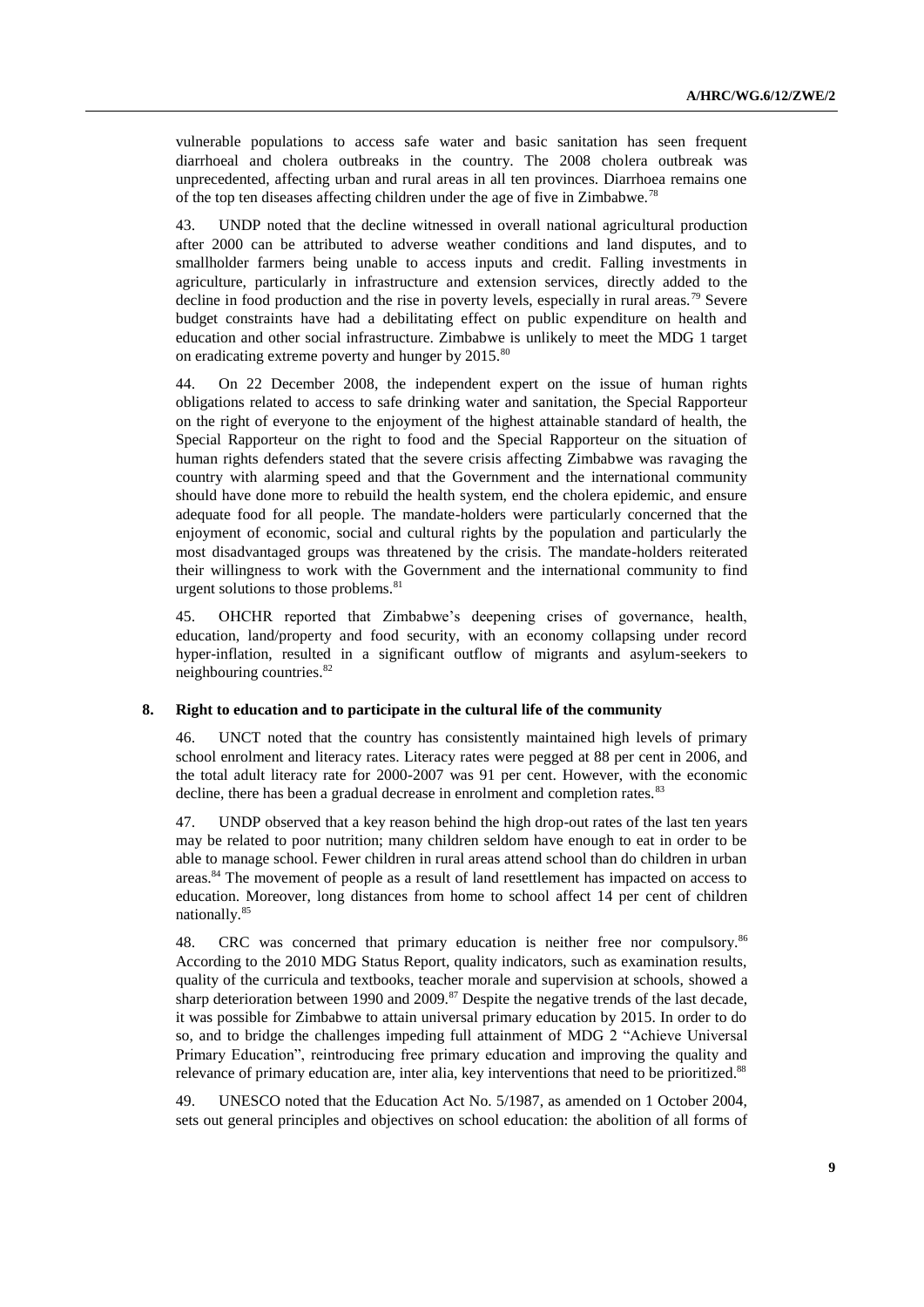vulnerable populations to access safe water and basic sanitation has seen frequent diarrhoeal and cholera outbreaks in the country. The 2008 cholera outbreak was unprecedented, affecting urban and rural areas in all ten provinces. Diarrhoea remains one of the top ten diseases affecting children under the age of five in Zimbabwe.[78]

43. UNDP noted that the decline witnessed in overall national agricultural production after 2000 can be attributed to adverse weather conditions and land disputes, and to smallholder farmers being unable to access inputs and credit. Falling investments in agriculture, particularly in infrastructure and extension services, directly added to the decline in food production and the rise in poverty levels, especially in rural areas.[79] Severe budget constraints have had a debilitating effect on public expenditure on health and education and other social infrastructure. Zimbabwe is unlikely to meet the MDG 1 target on eradicating extreme poverty and hunger by 2015.[80]

44. On 22 December 2008, the independent expert on the issue of human rights obligations related to access to safe drinking water and sanitation, the Special Rapporteur on the right of everyone to the enjoyment of the highest attainable standard of health, the Special Rapporteur on the right to food and the Special Rapporteur on the situation of human rights defenders stated that the severe crisis affecting Zimbabwe was ravaging the country with alarming speed and that the Government and the international community should have done more to rebuild the health system, end the cholera epidemic, and ensure adequate food for all people. The mandate-holders were particularly concerned that the enjoyment of economic, social and cultural rights by the population and particularly the most disadvantaged groups was threatened by the crisis. The mandate-holders reiterated their willingness to work with the Government and the international community to find urgent solutions to those problems.[81]

45. OHCHR reported that Zimbabwe's deepening crises of governance, health, education, land/property and food security, with an economy collapsing under record hyper-inflation, resulted in a significant outflow of migrants and asylum-seekers to neighbouring countries.[82]

### 8. Right to education and to participate in the cultural life of the community

46. UNCT noted that the country has consistently maintained high levels of primary school enrolment and literacy rates. Literacy rates were pegged at 88 per cent in 2006, and the total adult literacy rate for 2000-2007 was 91 per cent. However, with the economic decline, there has been a gradual decrease in enrolment and completion rates.[83]

47. UNDP observed that a key reason behind the high drop-out rates of the last ten years may be related to poor nutrition; many children seldom have enough to eat in order to be able to manage school. Fewer children in rural areas attend school than do children in urban areas.[84] The movement of people as a result of land resettlement has impacted on access to education. Moreover, long distances from home to school affect 14 per cent of children nationally.[85]

48. CRC was concerned that primary education is neither free nor compulsory.[86] According to the 2010 MDG Status Report, quality indicators, such as examination results, quality of the curricula and textbooks, teacher morale and supervision at schools, showed a sharp deterioration between 1990 and 2009.[87] Despite the negative trends of the last decade, it was possible for Zimbabwe to attain universal primary education by 2015. In order to do so, and to bridge the challenges impeding full attainment of MDG 2 "Achieve Universal Primary Education", reintroducing free primary education and improving the quality and relevance of primary education are, inter alia, key interventions that need to be prioritized.[88]

49. UNESCO noted that the Education Act No. 5/1987, as amended on 1 October 2004, sets out general principles and objectives on school education: the abolition of all forms of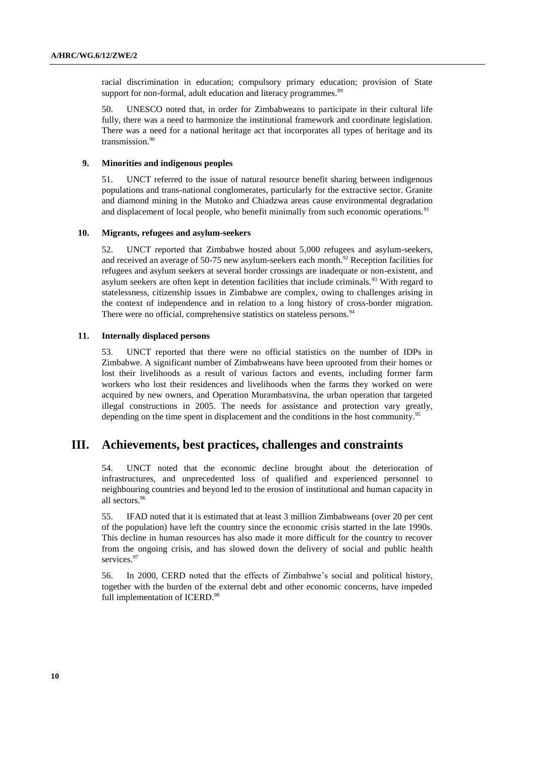racial discrimination in education; compulsory primary education; provision of State support for non-formal, adult education and literacy programmes.[89]

50. UNESCO noted that, in order for Zimbabweans to participate in their cultural life fully, there was a need to harmonize the institutional framework and coordinate legislation. There was a need for a national heritage act that incorporates all types of heritage and its transmission.[90]

### 9. Minorities and indigenous peoples

51. UNCT referred to the issue of natural resource benefit sharing between indigenous populations and trans-national conglomerates, particularly for the extractive sector. Granite and diamond mining in the Mutoko and Chiadzwa areas cause environmental degradation and displacement of local people, who benefit minimally from such economic operations.[91]

### 10. Migrants, refugees and asylum-seekers

52. UNCT reported that Zimbabwe hosted about 5,000 refugees and asylum-seekers, and received an average of 50-75 new asylum-seekers each month.[92] Reception facilities for refugees and asylum seekers at several border crossings are inadequate or non-existent, and asylum seekers are often kept in detention facilities that include criminals.[93] With regard to statelessness, citizenship issues in Zimbabwe are complex, owing to challenges arising in the context of independence and in relation to a long history of cross-border migration. There were no official, comprehensive statistics on stateless persons.[94]

### 11. Internally displaced persons

53. UNCT reported that there were no official statistics on the number of IDPs in Zimbabwe. A significant number of Zimbabweans have been uprooted from their homes or lost their livelihoods as a result of various factors and events, including former farm workers who lost their residences and livelihoods when the farms they worked on were acquired by new owners, and Operation Murambatsvina, the urban operation that targeted illegal constructions in 2005. The needs for assistance and protection vary greatly, depending on the time spent in displacement and the conditions in the host community.[95]

## III. Achievements, best practices, challenges and constraints

54. UNCT noted that the economic decline brought about the deterioration of infrastructures, and unprecedented loss of qualified and experienced personnel to neighbouring countries and beyond led to the erosion of institutional and human capacity in all sectors.[96]

55. IFAD noted that it is estimated that at least 3 million Zimbabweans (over 20 per cent of the population) have left the country since the economic crisis started in the late 1990s. This decline in human resources has also made it more difficult for the country to recover from the ongoing crisis, and has slowed down the delivery of social and public health services.[97]

56. In 2000, CERD noted that the effects of Zimbabwe's social and political history, together with the burden of the external debt and other economic concerns, have impeded full implementation of ICERD.[98]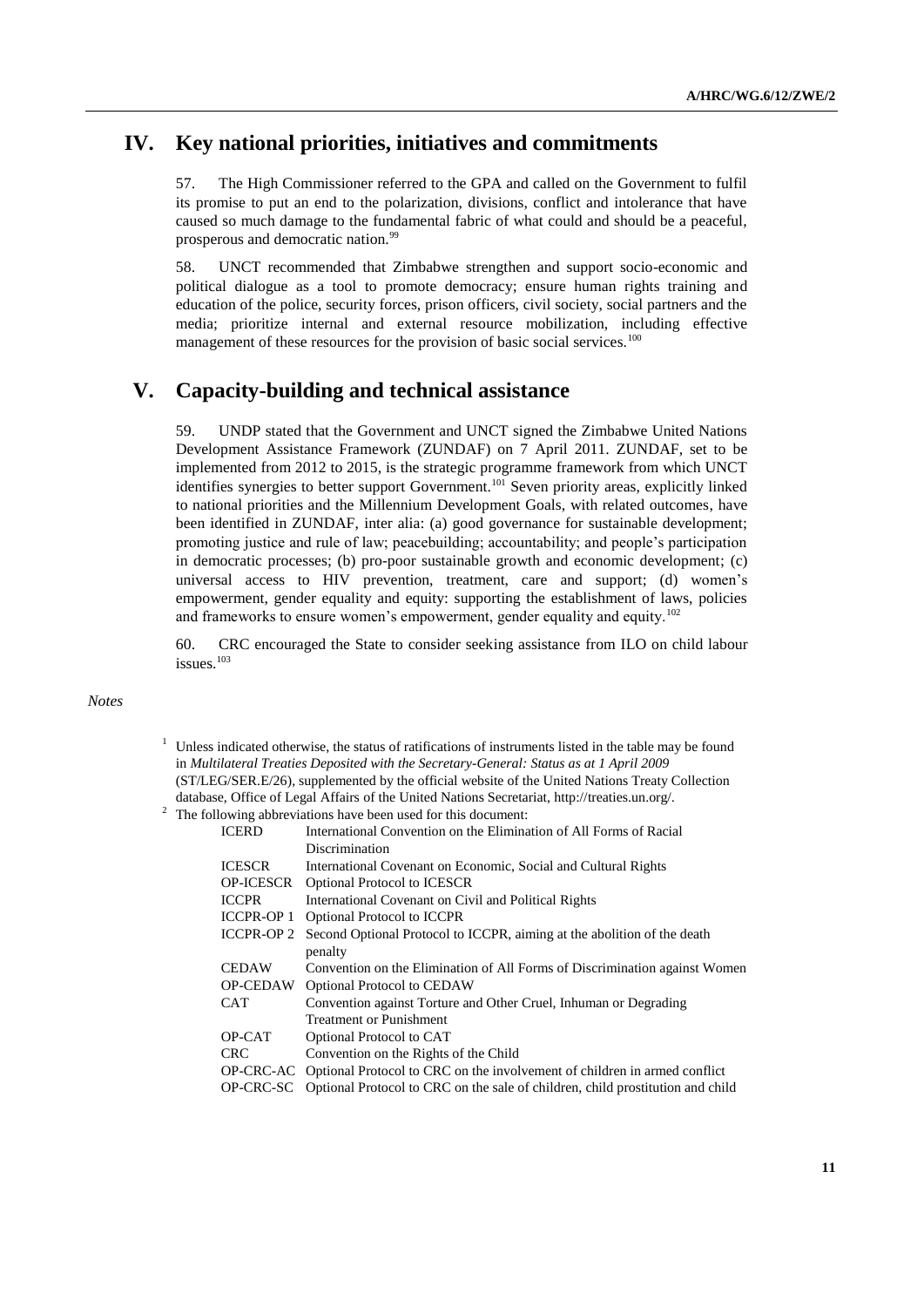## IV. Key national priorities, initiatives and commitments

57. The High Commissioner referred to the GPA and called on the Government to fulfil its promise to put an end to the polarization, divisions, conflict and intolerance that have caused so much damage to the fundamental fabric of what could and should be a peaceful, prosperous and democratic nation.[99]

58. UNCT recommended that Zimbabwe strengthen and support socio-economic and political dialogue as a tool to promote democracy; ensure human rights training and education of the police, security forces, prison officers, civil society, social partners and the media; prioritize internal and external resource mobilization, including effective management of these resources for the provision of basic social services.[100]

## V. Capacity-building and technical assistance

59. UNDP stated that the Government and UNCT signed the Zimbabwe United Nations Development Assistance Framework (ZUNDAF) on 7 April 2011. ZUNDAF, set to be implemented from 2012 to 2015, is the strategic programme framework from which UNCT identifies synergies to better support Government.[101] Seven priority areas, explicitly linked to national priorities and the Millennium Development Goals, with related outcomes, have been identified in ZUNDAF, inter alia: (a) good governance for sustainable development; promoting justice and rule of law; peacebuilding; accountability; and people's participation in democratic processes; (b) pro-poor sustainable growth and economic development; (c) universal access to HIV prevention, treatment, care and support; (d) women's empowerment, gender equality and equity: supporting the establishment of laws, policies and frameworks to ensure women's empowerment, gender equality and equity.[102]

60. CRC encouraged the State to consider seeking assistance from ILO on child labour issues.[103]

*Notes*

[1] Unless indicated otherwise, the status of ratifications of instruments listed in the table may be found in *Multilateral Treaties Deposited with the Secretary-General: Status as at 1 April 2009* (ST/LEG/SER.E/26), supplemented by the official website of the United Nations Treaty Collection database, Office of Legal Affairs of the United Nations Secretariat, http://treaties.un.org/.

[2] The following abbreviations have been used for this document:

| | |
|---|---|
| ICERD | International Convention on the Elimination of All Forms of Racial Discrimination |
| ICESCR | International Covenant on Economic, Social and Cultural Rights |
| OP-ICESCR | Optional Protocol to ICESCR |
| ICCPR | International Covenant on Civil and Political Rights |
| ICCPR-OP 1 | Optional Protocol to ICCPR |
| ICCPR-OP 2 | Second Optional Protocol to ICCPR, aiming at the abolition of the death penalty |
| CEDAW | Convention on the Elimination of All Forms of Discrimination against Women |
| OP-CEDAW | Optional Protocol to CEDAW |
| CAT | Convention against Torture and Other Cruel, Inhuman or Degrading Treatment or Punishment |
| OP-CAT | Optional Protocol to CAT |
| CRC | Convention on the Rights of the Child |
| OP-CRC-AC | Optional Protocol to CRC on the involvement of children in armed conflict |
| OP-CRC-SC | Optional Protocol to CRC on the sale of children, child prostitution and child |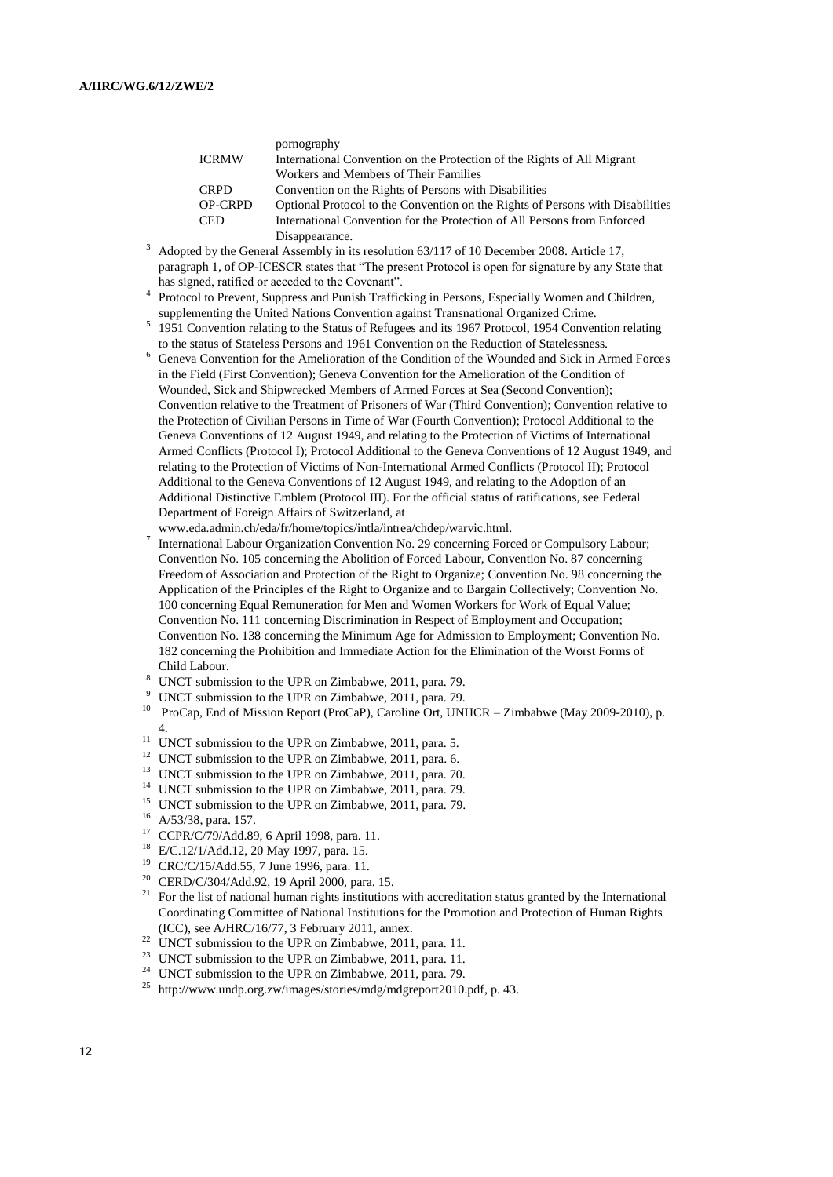| | |
|---|---|
| | pornography |
| ICRMW | International Convention on the Protection of the Rights of All Migrant Workers and Members of Their Families |
| CRPD | Convention on the Rights of Persons with Disabilities |
| OP-CRPD | Optional Protocol to the Convention on the Rights of Persons with Disabilities |
| CED | International Convention for the Protection of All Persons from Enforced Disappearance. |

[3] Adopted by the General Assembly in its resolution 63/117 of 10 December 2008. Article 17, paragraph 1, of OP-ICESCR states that "The present Protocol is open for signature by any State that has signed, ratified or acceded to the Covenant".

[4] Protocol to Prevent, Suppress and Punish Trafficking in Persons, Especially Women and Children, supplementing the United Nations Convention against Transnational Organized Crime.

[5] 1951 Convention relating to the Status of Refugees and its 1967 Protocol, 1954 Convention relating to the status of Stateless Persons and 1961 Convention on the Reduction of Statelessness.

[6] Geneva Convention for the Amelioration of the Condition of the Wounded and Sick in Armed Forces in the Field (First Convention); Geneva Convention for the Amelioration of the Condition of Wounded, Sick and Shipwrecked Members of Armed Forces at Sea (Second Convention); Convention relative to the Treatment of Prisoners of War (Third Convention); Convention relative to the Protection of Civilian Persons in Time of War (Fourth Convention); Protocol Additional to the Geneva Conventions of 12 August 1949, and relating to the Protection of Victims of International Armed Conflicts (Protocol I); Protocol Additional to the Geneva Conventions of 12 August 1949, and relating to the Protection of Victims of Non-International Armed Conflicts (Protocol II); Protocol Additional to the Geneva Conventions of 12 August 1949, and relating to the Adoption of an Additional Distinctive Emblem (Protocol III). For the official status of ratifications, see Federal Department of Foreign Affairs of Switzerland, at www.eda.admin.ch/eda/fr/home/topics/intla/intrea/chdep/warvic.html.

[7] International Labour Organization Convention No. 29 concerning Forced or Compulsory Labour; Convention No. 105 concerning the Abolition of Forced Labour, Convention No. 87 concerning Freedom of Association and Protection of the Right to Organize; Convention No. 98 concerning the Application of the Principles of the Right to Organize and to Bargain Collectively; Convention No. 100 concerning Equal Remuneration for Men and Women Workers for Work of Equal Value; Convention No. 111 concerning Discrimination in Respect of Employment and Occupation; Convention No. 138 concerning the Minimum Age for Admission to Employment; Convention No. 182 concerning the Prohibition and Immediate Action for the Elimination of the Worst Forms of Child Labour.

[8] UNCT submission to the UPR on Zimbabwe, 2011, para. 79.

[9] UNCT submission to the UPR on Zimbabwe, 2011, para. 79.

[10] ProCap, End of Mission Report (ProCaP), Caroline Ort, UNHCR – Zimbabwe (May 2009-2010), p. 4.

[11] UNCT submission to the UPR on Zimbabwe, 2011, para. 5.

[12] UNCT submission to the UPR on Zimbabwe, 2011, para. 6.

[13] UNCT submission to the UPR on Zimbabwe, 2011, para. 70.

[14] UNCT submission to the UPR on Zimbabwe, 2011, para. 79.

[15] UNCT submission to the UPR on Zimbabwe, 2011, para. 79.

[16] A/53/38, para. 157.

[17] CCPR/C/79/Add.89, 6 April 1998, para. 11.

[18] E/C.12/1/Add.12, 20 May 1997, para. 15.

[19] CRC/C/15/Add.55, 7 June 1996, para. 11.

[20] CERD/C/304/Add.92, 19 April 2000, para. 15.

[21] For the list of national human rights institutions with accreditation status granted by the International Coordinating Committee of National Institutions for the Promotion and Protection of Human Rights (ICC), see A/HRC/16/77, 3 February 2011, annex.

[22] UNCT submission to the UPR on Zimbabwe, 2011, para. 11.

[23] UNCT submission to the UPR on Zimbabwe, 2011, para. 11.

[24] UNCT submission to the UPR on Zimbabwe, 2011, para. 79.

[25] http://www.undp.org.zw/images/stories/mdg/mdgreport2010.pdf, p. 43.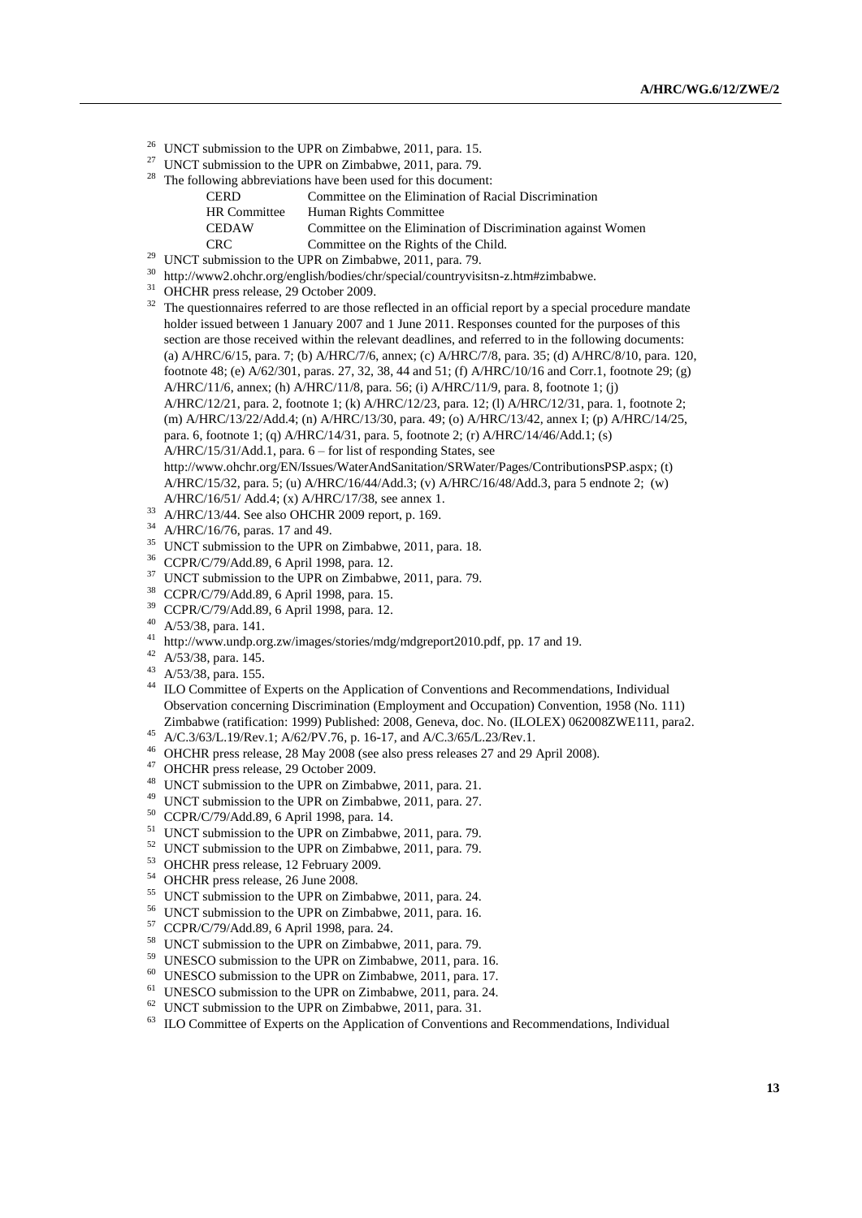[26] UNCT submission to the UPR on Zimbabwe, 2011, para. 15.

[27] UNCT submission to the UPR on Zimbabwe, 2011, para. 79.

[28] The following abbreviations have been used for this document:

| | |
|---|---|
| CERD | Committee on the Elimination of Racial Discrimination |
| HR Committee | Human Rights Committee |
| CEDAW | Committee on the Elimination of Discrimination against Women |
| CRC | Committee on the Rights of the Child. |

[29] UNCT submission to the UPR on Zimbabwe, 2011, para. 79.

[30] http://www2.ohchr.org/english/bodies/chr/special/countryvisitsn-z.htm#zimbabwe.

[31] OHCHR press release, 29 October 2009.

[32] The questionnaires referred to are those reflected in an official report by a special procedure mandate holder issued between 1 January 2007 and 1 June 2011. Responses counted for the purposes of this section are those received within the relevant deadlines, and referred to in the following documents: (a) A/HRC/6/15, para. 7; (b) A/HRC/7/6, annex; (c) A/HRC/7/8, para. 35; (d) A/HRC/8/10, para. 120, footnote 48; (e) A/62/301, paras. 27, 32, 38, 44 and 51; (f) A/HRC/10/16 and Corr.1, footnote 29; (g) A/HRC/11/6, annex; (h) A/HRC/11/8, para. 56; (i) A/HRC/11/9, para. 8, footnote 1; (j) A/HRC/12/21, para. 2, footnote 1; (k) A/HRC/12/23, para. 12; (l) A/HRC/12/31, para. 1, footnote 2; (m) A/HRC/13/22/Add.4; (n) A/HRC/13/30, para. 49; (o) A/HRC/13/42, annex I; (p) A/HRC/14/25, para. 6, footnote 1; (q) A/HRC/14/31, para. 5, footnote 2; (r) A/HRC/14/46/Add.1; (s) A/HRC/15/31/Add.1, para. 6 – for list of responding States, see http://www.ohchr.org/EN/Issues/WaterAndSanitation/SRWater/Pages/ContributionsPSP.aspx; (t) A/HRC/15/32, para. 5; (u) A/HRC/16/44/Add.3; (v) A/HRC/16/48/Add.3, para 5 endnote 2; (w) A/HRC/16/51/ Add.4; (x) A/HRC/17/38, see annex 1.

[33] A/HRC/13/44. See also OHCHR 2009 report, p. 169.

[34] A/HRC/16/76, paras. 17 and 49.

[35] UNCT submission to the UPR on Zimbabwe, 2011, para. 18.

[36] CCPR/C/79/Add.89, 6 April 1998, para. 12.

[37] UNCT submission to the UPR on Zimbabwe, 2011, para. 79.

[38] CCPR/C/79/Add.89, 6 April 1998, para. 15.

[39] CCPR/C/79/Add.89, 6 April 1998, para. 12.

[40] A/53/38, para. 141.

[41] http://www.undp.org.zw/images/stories/mdg/mdgreport2010.pdf, pp. 17 and 19.

[42] A/53/38, para. 145.

[43] A/53/38, para. 155.

[44] ILO Committee of Experts on the Application of Conventions and Recommendations, Individual Observation concerning Discrimination (Employment and Occupation) Convention, 1958 (No. 111) Zimbabwe (ratification: 1999) Published: 2008, Geneva, doc. No. (ILOLEX) 062008ZWE111, para2.

[45] A/C.3/63/L.19/Rev.1; A/62/PV.76, p. 16-17, and A/C.3/65/L.23/Rev.1.

[46] OHCHR press release, 28 May 2008 (see also press releases 27 and 29 April 2008).

[47] OHCHR press release, 29 October 2009.

[48] UNCT submission to the UPR on Zimbabwe, 2011, para. 21.

[49] UNCT submission to the UPR on Zimbabwe, 2011, para. 27.

[50] CCPR/C/79/Add.89, 6 April 1998, para. 14.

[51] UNCT submission to the UPR on Zimbabwe, 2011, para. 79.

[52] UNCT submission to the UPR on Zimbabwe, 2011, para. 79.

[53] OHCHR press release, 12 February 2009.

[54] OHCHR press release, 26 June 2008.

[55] UNCT submission to the UPR on Zimbabwe, 2011, para. 24.

[56] UNCT submission to the UPR on Zimbabwe, 2011, para. 16.

[57] CCPR/C/79/Add.89, 6 April 1998, para. 24.

[58] UNCT submission to the UPR on Zimbabwe, 2011, para. 79.

[59] UNESCO submission to the UPR on Zimbabwe, 2011, para. 16.

[60] UNESCO submission to the UPR on Zimbabwe, 2011, para. 17.

[61] UNESCO submission to the UPR on Zimbabwe, 2011, para. 24.

[62] UNCT submission to the UPR on Zimbabwe, 2011, para. 31.

[63] ILO Committee of Experts on the Application of Conventions and Recommendations, Individual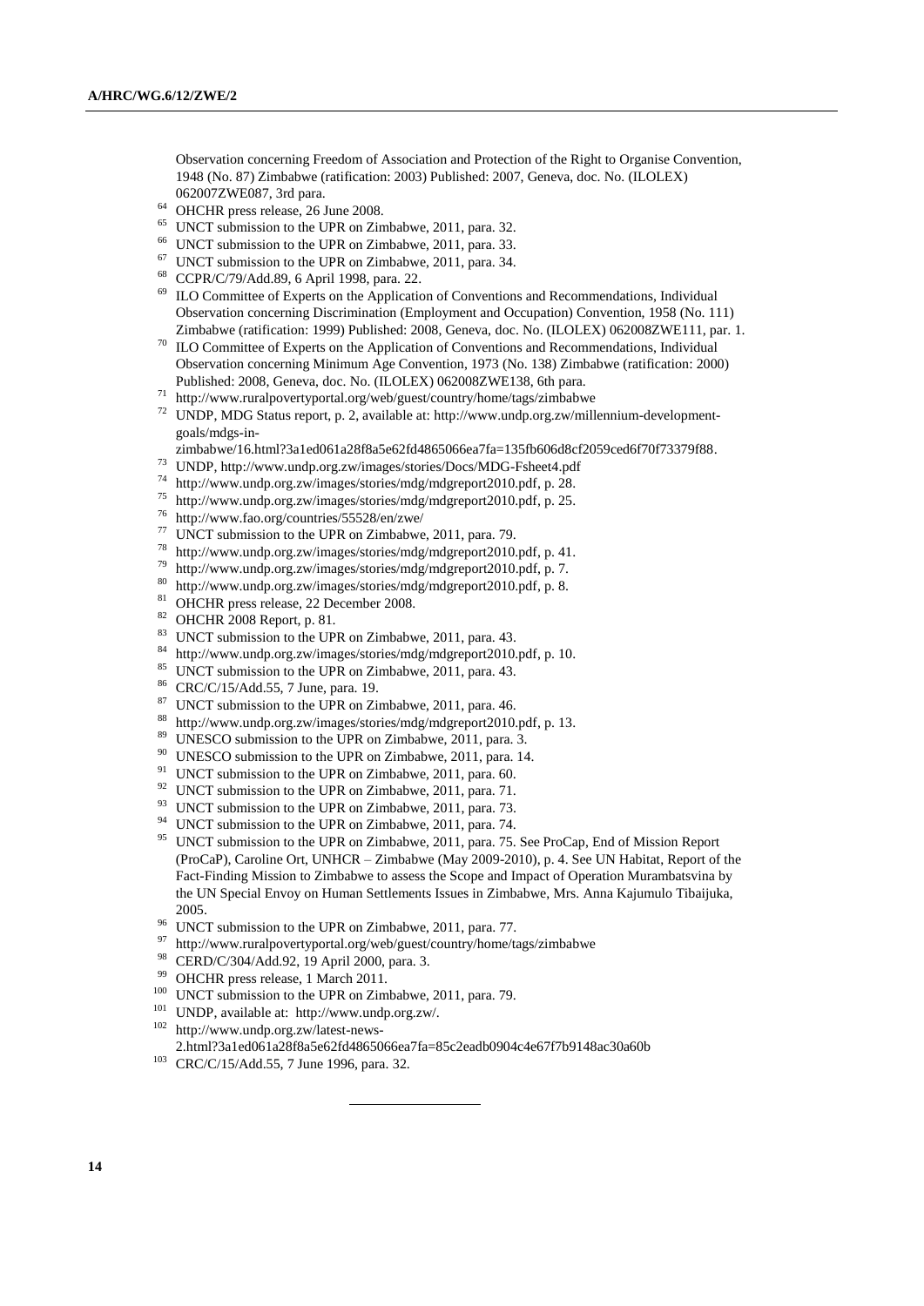Observation concerning Freedom of Association and Protection of the Right to Organise Convention, 1948 (No. 87) Zimbabwe (ratification: 2003) Published: 2007, Geneva, doc. No. (ILOLEX) 062007ZWE087, 3rd para.

[64] OHCHR press release, 26 June 2008.
[65] UNCT submission to the UPR on Zimbabwe, 2011, para. 32.
[66] UNCT submission to the UPR on Zimbabwe, 2011, para. 33.
[67] UNCT submission to the UPR on Zimbabwe, 2011, para. 34.
[68] CCPR/C/79/Add.89, 6 April 1998, para. 22.
[69] ILO Committee of Experts on the Application of Conventions and Recommendations, Individual Observation concerning Discrimination (Employment and Occupation) Convention, 1958 (No. 111) Zimbabwe (ratification: 1999) Published: 2008, Geneva, doc. No. (ILOLEX) 062008ZWE111, par. 1.
[70] ILO Committee of Experts on the Application of Conventions and Recommendations, Individual Observation concerning Minimum Age Convention, 1973 (No. 138) Zimbabwe (ratification: 2000) Published: 2008, Geneva, doc. No. (ILOLEX) 062008ZWE138, 6th para.
[71] http://www.ruralpovertyportal.org/web/guest/country/home/tags/zimbabwe
[72] UNDP, MDG Status report, p. 2, available at: http://www.undp.org.zw/millennium-development-goals/mdgs-in-zimbabwe/16.html?3a1ed061a28f8a5e62fd4865066ea7fa=135fb606d8cf2059ced6f70f73379f88.
[73] UNDP, http://www.undp.org.zw/images/stories/Docs/MDG-Fsheet4.pdf
[74] http://www.undp.org.zw/images/stories/mdg/mdgreport2010.pdf, p. 28.
[75] http://www.undp.org.zw/images/stories/mdg/mdgreport2010.pdf, p. 25.
[76] http://www.fao.org/countries/55528/en/zwe/
[77] UNCT submission to the UPR on Zimbabwe, 2011, para. 79.
[78] http://www.undp.org.zw/images/stories/mdg/mdgreport2010.pdf, p. 41.
[79] http://www.undp.org.zw/images/stories/mdg/mdgreport2010.pdf, p. 7.
[80] http://www.undp.org.zw/images/stories/mdg/mdgreport2010.pdf, p. 8.
[81] OHCHR press release, 22 December 2008.
[82] OHCHR 2008 Report, p. 81.
[83] UNCT submission to the UPR on Zimbabwe, 2011, para. 43.
[84] http://www.undp.org.zw/images/stories/mdg/mdgreport2010.pdf, p. 10.
[85] UNCT submission to the UPR on Zimbabwe, 2011, para. 43.
[86] CRC/C/15/Add.55, 7 June, para. 19.
[87] UNCT submission to the UPR on Zimbabwe, 2011, para. 46.
[88] http://www.undp.org.zw/images/stories/mdg/mdgreport2010.pdf, p. 13.
[89] UNESCO submission to the UPR on Zimbabwe, 2011, para. 3.
[90] UNESCO submission to the UPR on Zimbabwe, 2011, para. 14.
[91] UNCT submission to the UPR on Zimbabwe, 2011, para. 60.
[92] UNCT submission to the UPR on Zimbabwe, 2011, para. 71.
[93] UNCT submission to the UPR on Zimbabwe, 2011, para. 73.
[94] UNCT submission to the UPR on Zimbabwe, 2011, para. 74.
[95] UNCT submission to the UPR on Zimbabwe, 2011, para. 75. See ProCap, End of Mission Report (ProCaP), Caroline Ort, UNHCR – Zimbabwe (May 2009-2010), p. 4. See UN Habitat, Report of the Fact-Finding Mission to Zimbabwe to assess the Scope and Impact of Operation Murambatsvina by the UN Special Envoy on Human Settlements Issues in Zimbabwe, Mrs. Anna Kajumulo Tibaijuka, 2005.
[96] UNCT submission to the UPR on Zimbabwe, 2011, para. 77.
[97] http://www.ruralpovertyportal.org/web/guest/country/home/tags/zimbabwe
[98] CERD/C/304/Add.92, 19 April 2000, para. 3.
[99] OHCHR press release, 1 March 2011.
[100] UNCT submission to the UPR on Zimbabwe, 2011, para. 79.
[101] UNDP, available at: http://www.undp.org.zw/.
[102] http://www.undp.org.zw/latest-news-2.html?3a1ed061a28f8a5e62fd4865066ea7fa=85c2eadb0904c4e67f7b9148ac30a60b
[103] CRC/C/15/Add.55, 7 June 1996, para. 32.